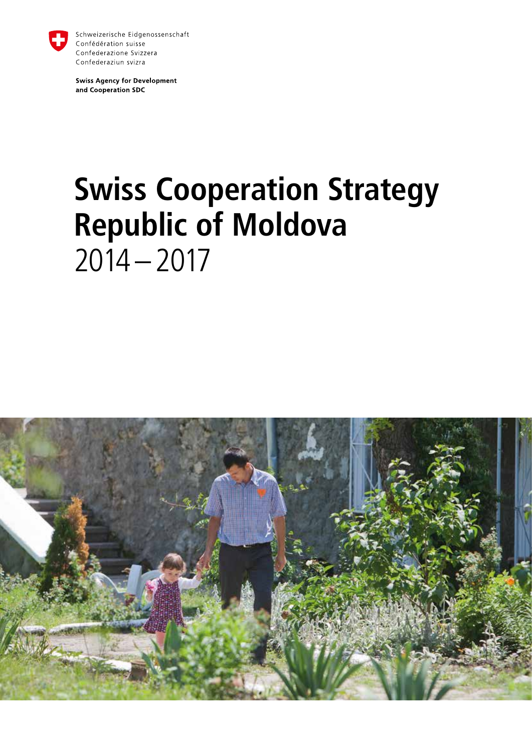Schweizerische Eidgenossenschaft
Confédération suisse
Confederazione Svizzera
Confederaziun svizra

**Swiss Agency for Development and Cooperation SDC**

# Swiss Cooperation Strategy Republic of Moldova 2014 – 2017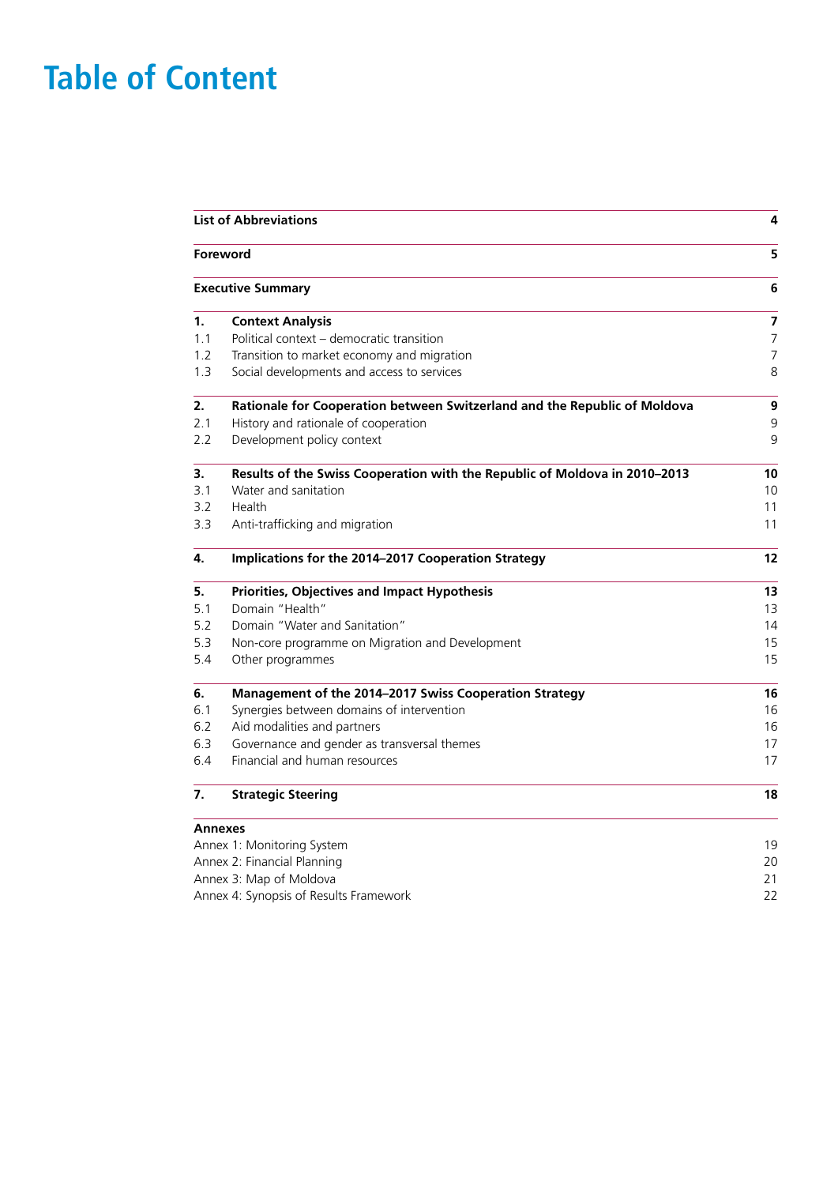# Table of Content

| | | |
|---|---|---|
| **List of Abbreviations** | | **4** |
| **Foreword** | | **5** |
| **Executive Summary** | | **6** |
| **1.** | **Context Analysis** | **7** |
| 1.1 | Political context – democratic transition | 7 |
| 1.2 | Transition to market economy and migration | 7 |
| 1.3 | Social developments and access to services | 8 |
| **2.** | **Rationale for Cooperation between Switzerland and the Republic of Moldova** | **9** |
| 2.1 | History and rationale of cooperation | 9 |
| 2.2 | Development policy context | 9 |
| **3.** | **Results of the Swiss Cooperation with the Republic of Moldova in 2010–2013** | **10** |
| 3.1 | Water and sanitation | 10 |
| 3.2 | Health | 11 |
| 3.3 | Anti-trafficking and migration | 11 |
| **4.** | **Implications for the 2014–2017 Cooperation Strategy** | **12** |
| **5.** | **Priorities, Objectives and Impact Hypothesis** | **13** |
| 5.1 | Domain "Health" | 13 |
| 5.2 | Domain "Water and Sanitation" | 14 |
| 5.3 | Non-core programme on Migration and Development | 15 |
| 5.4 | Other programmes | 15 |
| **6.** | **Management of the 2014–2017 Swiss Cooperation Strategy** | **16** |
| 6.1 | Synergies between domains of intervention | 16 |
| 6.2 | Aid modalities and partners | 16 |
| 6.3 | Governance and gender as transversal themes | 17 |
| 6.4 | Financial and human resources | 17 |
| **7.** | **Strategic Steering** | **18** |
| **Annexes** | | |
| Annex 1: Monitoring System | | 19 |
| Annex 2: Financial Planning | | 20 |
| Annex 3: Map of Moldova | | 21 |
| Annex 4: Synopsis of Results Framework | | 22 |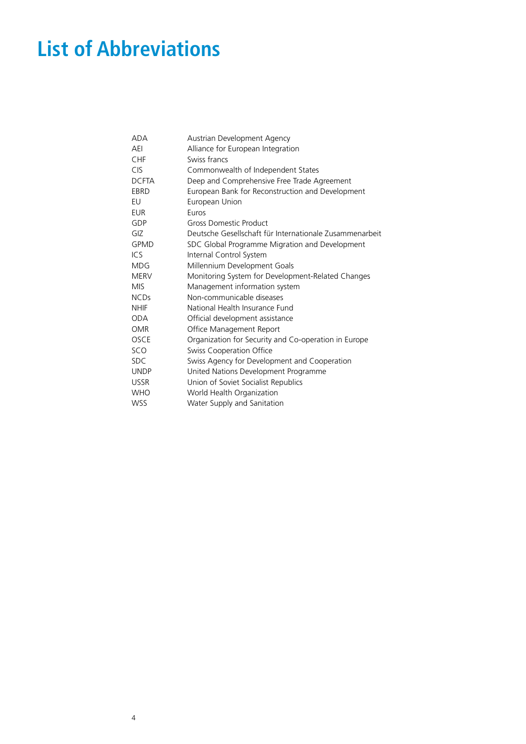# List of Abbreviations

| | |
|---|---|
| ADA | Austrian Development Agency |
| AEI | Alliance for European Integration |
| CHF | Swiss francs |
| CIS | Commonwealth of Independent States |
| DCFTA | Deep and Comprehensive Free Trade Agreement |
| EBRD | European Bank for Reconstruction and Development |
| EU | European Union |
| EUR | Euros |
| GDP | Gross Domestic Product |
| GIZ | Deutsche Gesellschaft für Internationale Zusammenarbeit |
| GPMD | SDC Global Programme Migration and Development |
| ICS | Internal Control System |
| MDG | Millennium Development Goals |
| MERV | Monitoring System for Development-Related Changes |
| MIS | Management information system |
| NCDs | Non-communicable diseases |
| NHIF | National Health Insurance Fund |
| ODA | Official development assistance |
| OMR | Office Management Report |
| OSCE | Organization for Security and Co-operation in Europe |
| SCO | Swiss Cooperation Office |
| SDC | Swiss Agency for Development and Cooperation |
| UNDP | United Nations Development Programme |
| USSR | Union of Soviet Socialist Republics |
| WHO | World Health Organization |
| WSS | Water Supply and Sanitation |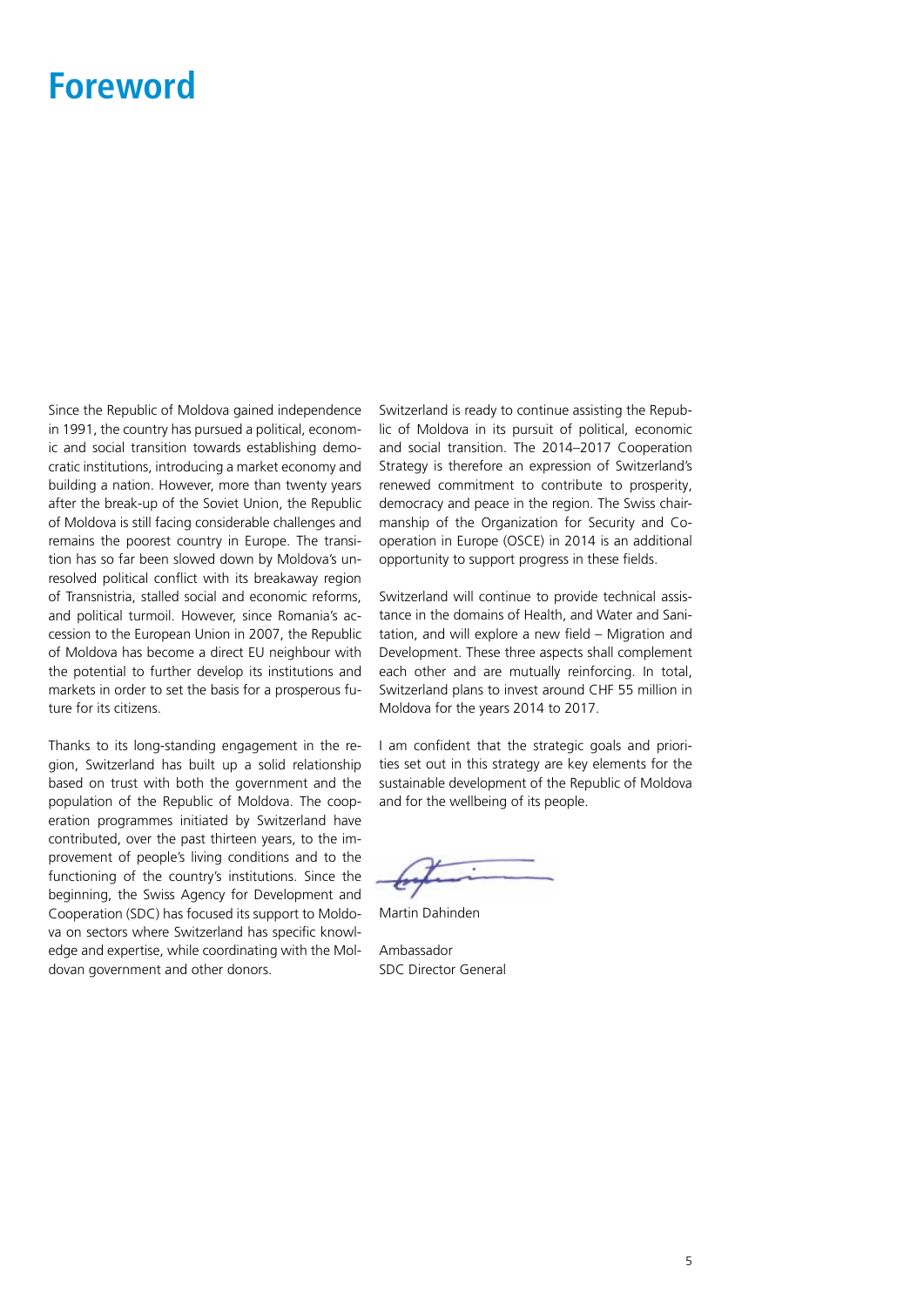# Foreword

Since the Republic of Moldova gained independence in 1991, the country has pursued a political, economic and social transition towards establishing democratic institutions, introducing a market economy and building a nation. However, more than twenty years after the break-up of the Soviet Union, the Republic of Moldova is still facing considerable challenges and remains the poorest country in Europe. The transition has so far been slowed down by Moldova's unresolved political conflict with its breakaway region of Transnistria, stalled social and economic reforms, and political turmoil. However, since Romania's accession to the European Union in 2007, the Republic of Moldova has become a direct EU neighbour with the potential to further develop its institutions and markets in order to set the basis for a prosperous future for its citizens.

Thanks to its long-standing engagement in the region, Switzerland has built up a solid relationship based on trust with both the government and the population of the Republic of Moldova. The cooperation programmes initiated by Switzerland have contributed, over the past thirteen years, to the improvement of people's living conditions and to the functioning of the country's institutions. Since the beginning, the Swiss Agency for Development and Cooperation (SDC) has focused its support to Moldova on sectors where Switzerland has specific knowledge and expertise, while coordinating with the Moldovan government and other donors.

Switzerland is ready to continue assisting the Republic of Moldova in its pursuit of political, economic and social transition. The 2014–2017 Cooperation Strategy is therefore an expression of Switzerland's renewed commitment to contribute to prosperity, democracy and peace in the region. The Swiss chairmanship of the Organization for Security and Cooperation in Europe (OSCE) in 2014 is an additional opportunity to support progress in these fields.

Switzerland will continue to provide technical assistance in the domains of Health, and Water and Sanitation, and will explore a new field – Migration and Development. These three aspects shall complement each other and are mutually reinforcing. In total, Switzerland plans to invest around CHF 55 million in Moldova for the years 2014 to 2017.

I am confident that the strategic goals and priorities set out in this strategy are key elements for the sustainable development of the Republic of Moldova and for the wellbeing of its people.

Martin Dahinden

Ambassador
SDC Director General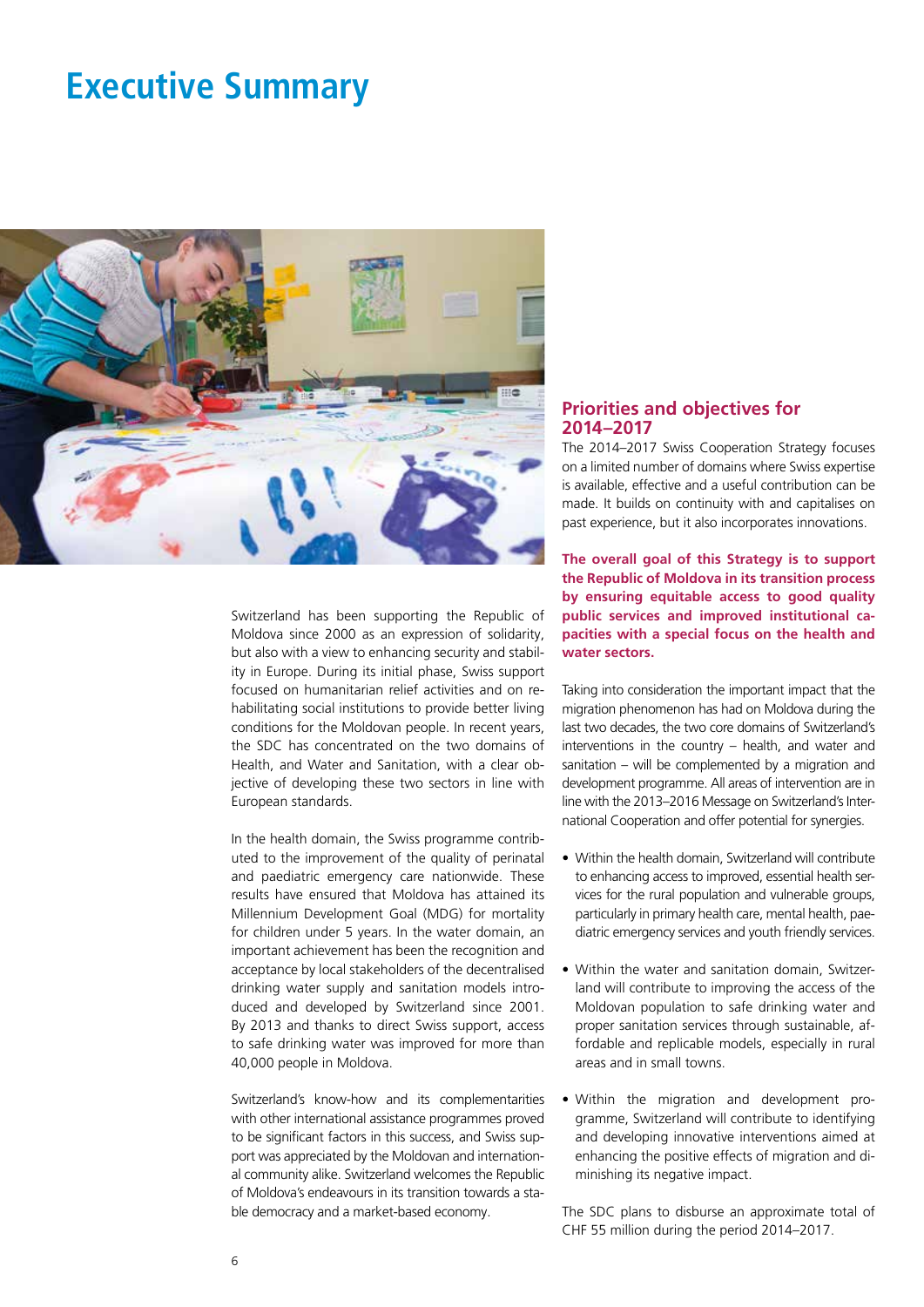# Executive Summary

Switzerland has been supporting the Republic of Moldova since 2000 as an expression of solidarity, but also with a view to enhancing security and stability in Europe. During its initial phase, Swiss support focused on humanitarian relief activities and on rehabilitating social institutions to provide better living conditions for the Moldovan people. In recent years, the SDC has concentrated on the two domains of Health, and Water and Sanitation, with a clear objective of developing these two sectors in line with European standards.

In the health domain, the Swiss programme contributed to the improvement of the quality of perinatal and paediatric emergency care nationwide. These results have ensured that Moldova has attained its Millennium Development Goal (MDG) for mortality for children under 5 years. In the water domain, an important achievement has been the recognition and acceptance by local stakeholders of the decentralised drinking water supply and sanitation models introduced and developed by Switzerland since 2001. By 2013 and thanks to direct Swiss support, access to safe drinking water was improved for more than 40,000 people in Moldova.

Switzerland's know-how and its complementarities with other international assistance programmes proved to be significant factors in this success, and Swiss support was appreciated by the Moldovan and international community alike. Switzerland welcomes the Republic of Moldova's endeavours in its transition towards a stable democracy and a market-based economy.

## Priorities and objectives for 2014–2017

The 2014–2017 Swiss Cooperation Strategy focuses on a limited number of domains where Swiss expertise is available, effective and a useful contribution can be made. It builds on continuity with and capitalises on past experience, but it also incorporates innovations.

**The overall goal of this Strategy is to support the Republic of Moldova in its transition process by ensuring equitable access to good quality public services and improved institutional capacities with a special focus on the health and water sectors.**

Taking into consideration the important impact that the migration phenomenon has had on Moldova during the last two decades, the two core domains of Switzerland's interventions in the country – health, and water and sanitation – will be complemented by a migration and development programme. All areas of intervention are in line with the 2013–2016 Message on Switzerland's International Cooperation and offer potential for synergies.

- Within the health domain, Switzerland will contribute to enhancing access to improved, essential health services for the rural population and vulnerable groups, particularly in primary health care, mental health, paediatric emergency services and youth friendly services.
- Within the water and sanitation domain, Switzerland will contribute to improving the access of the Moldovan population to safe drinking water and proper sanitation services through sustainable, affordable and replicable models, especially in rural areas and in small towns.
- Within the migration and development programme, Switzerland will contribute to identifying and developing innovative interventions aimed at enhancing the positive effects of migration and diminishing its negative impact.

The SDC plans to disburse an approximate total of CHF 55 million during the period 2014–2017.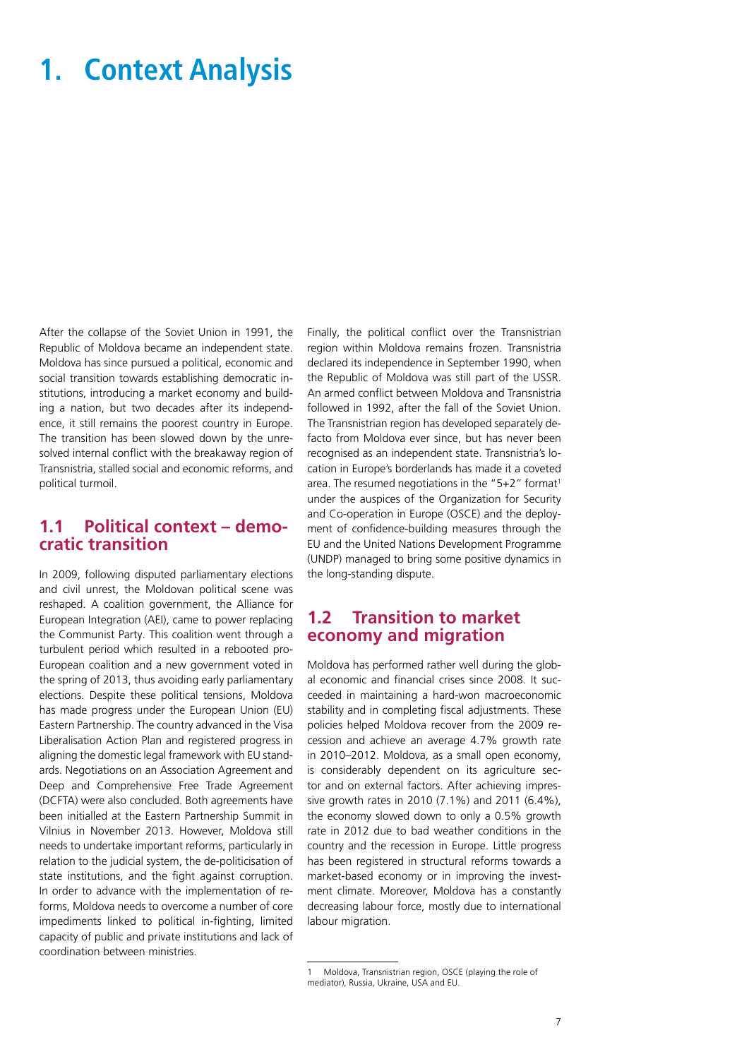# 1. Context Analysis

After the collapse of the Soviet Union in 1991, the Republic of Moldova became an independent state. Moldova has since pursued a political, economic and social transition towards establishing democratic institutions, introducing a market economy and building a nation, but two decades after its independence, it still remains the poorest country in Europe. The transition has been slowed down by the unresolved internal conflict with the breakaway region of Transnistria, stalled social and economic reforms, and political turmoil.

## 1.1 Political context – democratic transition

In 2009, following disputed parliamentary elections and civil unrest, the Moldovan political scene was reshaped. A coalition government, the Alliance for European Integration (AEI), came to power replacing the Communist Party. This coalition went through a turbulent period which resulted in a rebooted pro-European coalition and a new government voted in the spring of 2013, thus avoiding early parliamentary elections. Despite these political tensions, Moldova has made progress under the European Union (EU) Eastern Partnership. The country advanced in the Visa Liberalisation Action Plan and registered progress in aligning the domestic legal framework with EU standards. Negotiations on an Association Agreement and Deep and Comprehensive Free Trade Agreement (DCFTA) were also concluded. Both agreements have been initialled at the Eastern Partnership Summit in Vilnius in November 2013. However, Moldova still needs to undertake important reforms, particularly in relation to the judicial system, the de-politicisation of state institutions, and the fight against corruption. In order to advance with the implementation of reforms, Moldova needs to overcome a number of core impediments linked to political in-fighting, limited capacity of public and private institutions and lack of coordination between ministries.

Finally, the political conflict over the Transnistrian region within Moldova remains frozen. Transnistria declared its independence in September 1990, when the Republic of Moldova was still part of the USSR. An armed conflict between Moldova and Transnistria followed in 1992, after the fall of the Soviet Union. The Transnistrian region has developed separately de-facto from Moldova ever since, but has never been recognised as an independent state. Transnistria's location in Europe's borderlands has made it a coveted area. The resumed negotiations in the "5+2" format[1] under the auspices of the Organization for Security and Co-operation in Europe (OSCE) and the deployment of confidence-building measures through the EU and the United Nations Development Programme (UNDP) managed to bring some positive dynamics in the long-standing dispute.

## 1.2 Transition to market economy and migration

Moldova has performed rather well during the global economic and financial crises since 2008. It succeeded in maintaining a hard-won macroeconomic stability and in completing fiscal adjustments. These policies helped Moldova recover from the 2009 recession and achieve an average 4.7% growth rate in 2010–2012. Moldova, as a small open economy, is considerably dependent on its agriculture sector and on external factors. After achieving impressive growth rates in 2010 (7.1%) and 2011 (6.4%), the economy slowed down to only a 0.5% growth rate in 2012 due to bad weather conditions in the country and the recession in Europe. Little progress has been registered in structural reforms towards a market-based economy or in improving the investment climate. Moreover, Moldova has a constantly decreasing labour force, mostly due to international labour migration.

---

1 Moldova, Transnistrian region, OSCE (playing the role of mediator), Russia, Ukraine, USA and EU.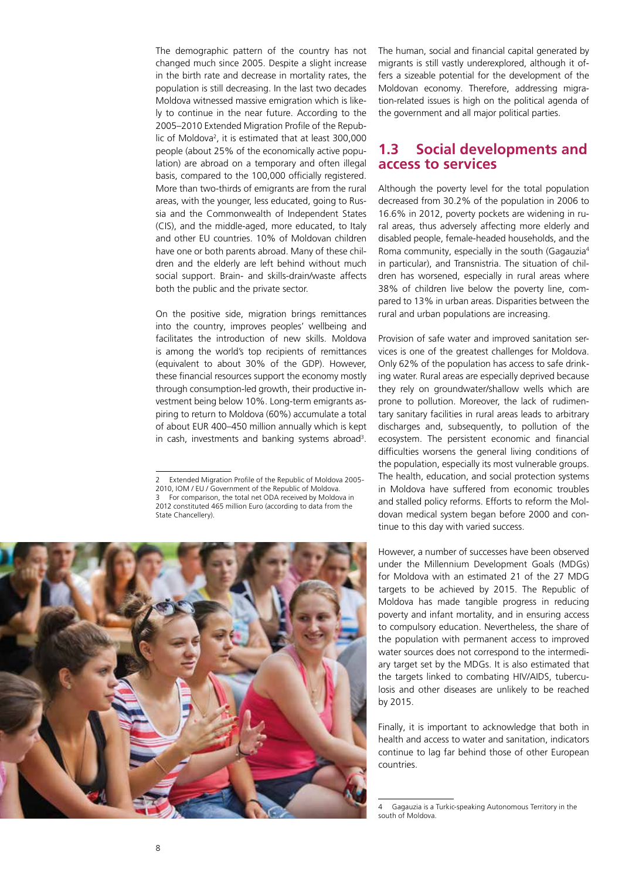The demographic pattern of the country has not changed much since 2005. Despite a slight increase in the birth rate and decrease in mortality rates, the population is still decreasing. In the last two decades Moldova witnessed massive emigration which is likely to continue in the near future. According to the 2005–2010 Extended Migration Profile of the Republic of Moldova[2], it is estimated that at least 300,000 people (about 25% of the economically active population) are abroad on a temporary and often illegal basis, compared to the 100,000 officially registered. More than two-thirds of emigrants are from the rural areas, with the younger, less educated, going to Russia and the Commonwealth of Independent States (CIS), and the middle-aged, more educated, to Italy and other EU countries. 10% of Moldovan children have one or both parents abroad. Many of these children and the elderly are left behind without much social support. Brain- and skills-drain/waste affects both the public and the private sector.

On the positive side, migration brings remittances into the country, improves peoples' wellbeing and facilitates the introduction of new skills. Moldova is among the world's top recipients of remittances (equivalent to about 30% of the GDP). However, these financial resources support the economy mostly through consumption-led growth, their productive investment being below 10%. Long-term emigrants aspiring to return to Moldova (60%) accumulate a total of about EUR 400–450 million annually which is kept in cash, investments and banking systems abroad[3].

The human, social and financial capital generated by migrants is still vastly underexplored, although it offers a sizeable potential for the development of the Moldovan economy. Therefore, addressing migration-related issues is high on the political agenda of the government and all major political parties.

## 1.3 Social developments and access to services

Although the poverty level for the total population decreased from 30.2% of the population in 2006 to 16.6% in 2012, poverty pockets are widening in rural areas, thus adversely affecting more elderly and disabled people, female-headed households, and the Roma community, especially in the south (Gagauzia[4] in particular), and Transnistria. The situation of children has worsened, especially in rural areas where 38% of children live below the poverty line, compared to 13% in urban areas. Disparities between the rural and urban populations are increasing.

Provision of safe water and improved sanitation services is one of the greatest challenges for Moldova. Only 62% of the population has access to safe drinking water. Rural areas are especially deprived because they rely on groundwater/shallow wells which are prone to pollution. Moreover, the lack of rudimentary sanitary facilities in rural areas leads to arbitrary discharges and, subsequently, to pollution of the ecosystem. The persistent economic and financial difficulties worsens the general living conditions of the population, especially its most vulnerable groups. The health, education, and social protection systems in Moldova have suffered from economic troubles and stalled policy reforms. Efforts to reform the Moldovan medical system began before 2000 and continue to this day with varied success.

However, a number of successes have been observed under the Millennium Development Goals (MDGs) for Moldova with an estimated 21 of the 27 MDG targets to be achieved by 2015. The Republic of Moldova has made tangible progress in reducing poverty and infant mortality, and in ensuring access to compulsory education. Nevertheless, the share of the population with permanent access to improved water sources does not correspond to the intermediary target set by the MDGs. It is also estimated that the targets linked to combating HIV/AIDS, tuberculosis and other diseases are unlikely to be reached by 2015.

Finally, it is important to acknowledge that both in health and access to water and sanitation, indicators continue to lag far behind those of other European countries.

---

2 Extended Migration Profile of the Republic of Moldova 2005-2010, IOM / EU / Government of the Republic of Moldova.

3 For comparison, the total net ODA received by Moldova in 2012 constituted 465 million Euro (according to data from the State Chancellery).

4 Gagauzia is a Turkic-speaking Autonomous Territory in the south of Moldova.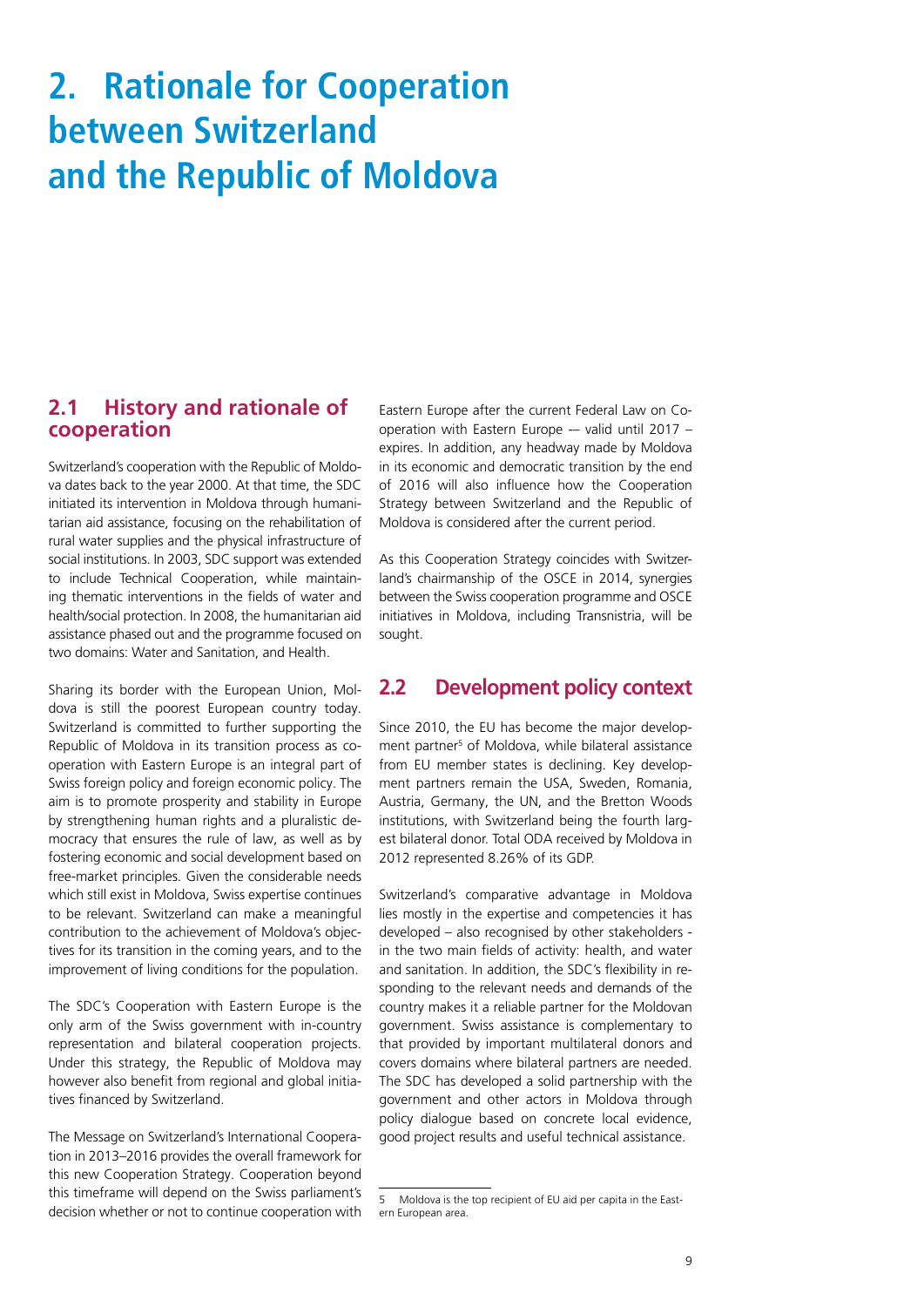# 2. Rationale for Cooperation between Switzerland and the Republic of Moldova

## 2.1 History and rationale of cooperation

Switzerland's cooperation with the Republic of Moldova dates back to the year 2000. At that time, the SDC initiated its intervention in Moldova through humanitarian aid assistance, focusing on the rehabilitation of rural water supplies and the physical infrastructure of social institutions. In 2003, SDC support was extended to include Technical Cooperation, while maintaining thematic interventions in the fields of water and health/social protection. In 2008, the humanitarian aid assistance phased out and the programme focused on two domains: Water and Sanitation, and Health.

Sharing its border with the European Union, Moldova is still the poorest European country today. Switzerland is committed to further supporting the Republic of Moldova in its transition process as cooperation with Eastern Europe is an integral part of Swiss foreign policy and foreign economic policy. The aim is to promote prosperity and stability in Europe by strengthening human rights and a pluralistic democracy that ensures the rule of law, as well as by fostering economic and social development based on free-market principles. Given the considerable needs which still exist in Moldova, Swiss expertise continues to be relevant. Switzerland can make a meaningful contribution to the achievement of Moldova's objectives for its transition in the coming years, and to the improvement of living conditions for the population.

The SDC's Cooperation with Eastern Europe is the only arm of the Swiss government with in-country representation and bilateral cooperation projects. Under this strategy, the Republic of Moldova may however also benefit from regional and global initiatives financed by Switzerland.

The Message on Switzerland's International Cooperation in 2013–2016 provides the overall framework for this new Cooperation Strategy. Cooperation beyond this timeframe will depend on the Swiss parliament's decision whether or not to continue cooperation with Eastern Europe after the current Federal Law on Cooperation with Eastern Europe -– valid until 2017 – expires. In addition, any headway made by Moldova in its economic and democratic transition by the end of 2016 will also influence how the Cooperation Strategy between Switzerland and the Republic of Moldova is considered after the current period.

As this Cooperation Strategy coincides with Switzerland's chairmanship of the OSCE in 2014, synergies between the Swiss cooperation programme and OSCE initiatives in Moldova, including Transnistria, will be sought.

## 2.2 Development policy context

Since 2010, the EU has become the major development partner[5] of Moldova, while bilateral assistance from EU member states is declining. Key development partners remain the USA, Sweden, Romania, Austria, Germany, the UN, and the Bretton Woods institutions, with Switzerland being the fourth largest bilateral donor. Total ODA received by Moldova in 2012 represented 8.26% of its GDP.

Switzerland's comparative advantage in Moldova lies mostly in the expertise and competencies it has developed – also recognised by other stakeholders - in the two main fields of activity: health, and water and sanitation. In addition, the SDC's flexibility in responding to the relevant needs and demands of the country makes it a reliable partner for the Moldovan government. Swiss assistance is complementary to that provided by important multilateral donors and covers domains where bilateral partners are needed. The SDC has developed a solid partnership with the government and other actors in Moldova through policy dialogue based on concrete local evidence, good project results and useful technical assistance.

5 Moldova is the top recipient of EU aid per capita in the Eastern European area.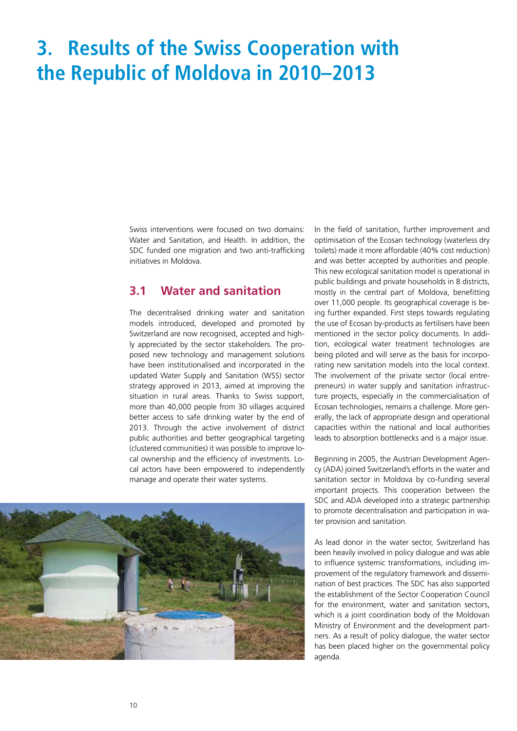# 3. Results of the Swiss Cooperation with the Republic of Moldova in 2010–2013

Swiss interventions were focused on two domains: Water and Sanitation, and Health. In addition, the SDC funded one migration and two anti-trafficking initiatives in Moldova.

## 3.1 Water and sanitation

The decentralised drinking water and sanitation models introduced, developed and promoted by Switzerland are now recognised, accepted and highly appreciated by the sector stakeholders. The proposed new technology and management solutions have been institutionalised and incorporated in the updated Water Supply and Sanitation (WSS) sector strategy approved in 2013, aimed at improving the situation in rural areas. Thanks to Swiss support, more than 40,000 people from 30 villages acquired better access to safe drinking water by the end of 2013. Through the active involvement of district public authorities and better geographical targeting (clustered communities) it was possible to improve local ownership and the efficiency of investments. Local actors have been empowered to independently manage and operate their water systems.

In the field of sanitation, further improvement and optimisation of the Ecosan technology (waterless dry toilets) made it more affordable (40% cost reduction) and was better accepted by authorities and people. This new ecological sanitation model is operational in public buildings and private households in 8 districts, mostly in the central part of Moldova, benefitting over 11,000 people. Its geographical coverage is being further expanded. First steps towards regulating the use of Ecosan by-products as fertilisers have been mentioned in the sector policy documents. In addition, ecological water treatment technologies are being piloted and will serve as the basis for incorporating new sanitation models into the local context. The involvement of the private sector (local entrepreneurs) in water supply and sanitation infrastructure projects, especially in the commercialisation of Ecosan technologies, remains a challenge. More generally, the lack of appropriate design and operational capacities within the national and local authorities leads to absorption bottlenecks and is a major issue.

Beginning in 2005, the Austrian Development Agency (ADA) joined Switzerland's efforts in the water and sanitation sector in Moldova by co-funding several important projects. This cooperation between the SDC and ADA developed into a strategic partnership to promote decentralisation and participation in water provision and sanitation.

As lead donor in the water sector, Switzerland has been heavily involved in policy dialogue and was able to influence systemic transformations, including improvement of the regulatory framework and dissemination of best practices. The SDC has also supported the establishment of the Sector Cooperation Council for the environment, water and sanitation sectors, which is a joint coordination body of the Moldovan Ministry of Environment and the development partners. As a result of policy dialogue, the water sector has been placed higher on the governmental policy agenda.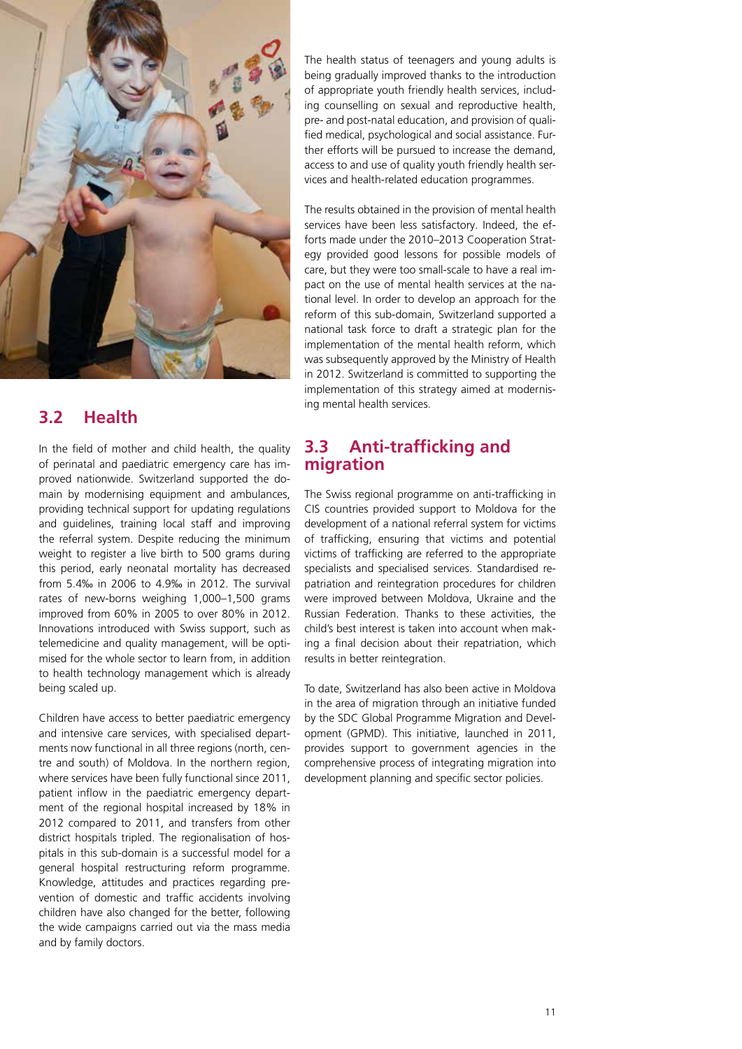## 3.2 Health

In the field of mother and child health, the quality of perinatal and paediatric emergency care has improved nationwide. Switzerland supported the domain by modernising equipment and ambulances, providing technical support for updating regulations and guidelines, training local staff and improving the referral system. Despite reducing the minimum weight to register a live birth to 500 grams during this period, early neonatal mortality has decreased from 5.4‰ in 2006 to 4.9‰ in 2012. The survival rates of new-borns weighing 1,000–1,500 grams improved from 60% in 2005 to over 80% in 2012. Innovations introduced with Swiss support, such as telemedicine and quality management, will be optimised for the whole sector to learn from, in addition to health technology management which is already being scaled up.

Children have access to better paediatric emergency and intensive care services, with specialised departments now functional in all three regions (north, centre and south) of Moldova. In the northern region, where services have been fully functional since 2011, patient inflow in the paediatric emergency department of the regional hospital increased by 18% in 2012 compared to 2011, and transfers from other district hospitals tripled. The regionalisation of hospitals in this sub-domain is a successful model for a general hospital restructuring reform programme. Knowledge, attitudes and practices regarding prevention of domestic and traffic accidents involving children have also changed for the better, following the wide campaigns carried out via the mass media and by family doctors.

The health status of teenagers and young adults is being gradually improved thanks to the introduction of appropriate youth friendly health services, including counselling on sexual and reproductive health, pre- and post-natal education, and provision of qualified medical, psychological and social assistance. Further efforts will be pursued to increase the demand, access to and use of quality youth friendly health services and health-related education programmes.

The results obtained in the provision of mental health services have been less satisfactory. Indeed, the efforts made under the 2010–2013 Cooperation Strategy provided good lessons for possible models of care, but they were too small-scale to have a real impact on the use of mental health services at the national level. In order to develop an approach for the reform of this sub-domain, Switzerland supported a national task force to draft a strategic plan for the implementation of the mental health reform, which was subsequently approved by the Ministry of Health in 2012. Switzerland is committed to supporting the implementation of this strategy aimed at modernising mental health services.

## 3.3 Anti-trafficking and migration

The Swiss regional programme on anti-trafficking in CIS countries provided support to Moldova for the development of a national referral system for victims of trafficking, ensuring that victims and potential victims of trafficking are referred to the appropriate specialists and specialised services. Standardised repatriation and reintegration procedures for children were improved between Moldova, Ukraine and the Russian Federation. Thanks to these activities, the child's best interest is taken into account when making a final decision about their repatriation, which results in better reintegration.

To date, Switzerland has also been active in Moldova in the area of migration through an initiative funded by the SDC Global Programme Migration and Development (GPMD). This initiative, launched in 2011, provides support to government agencies in the comprehensive process of integrating migration into development planning and specific sector policies.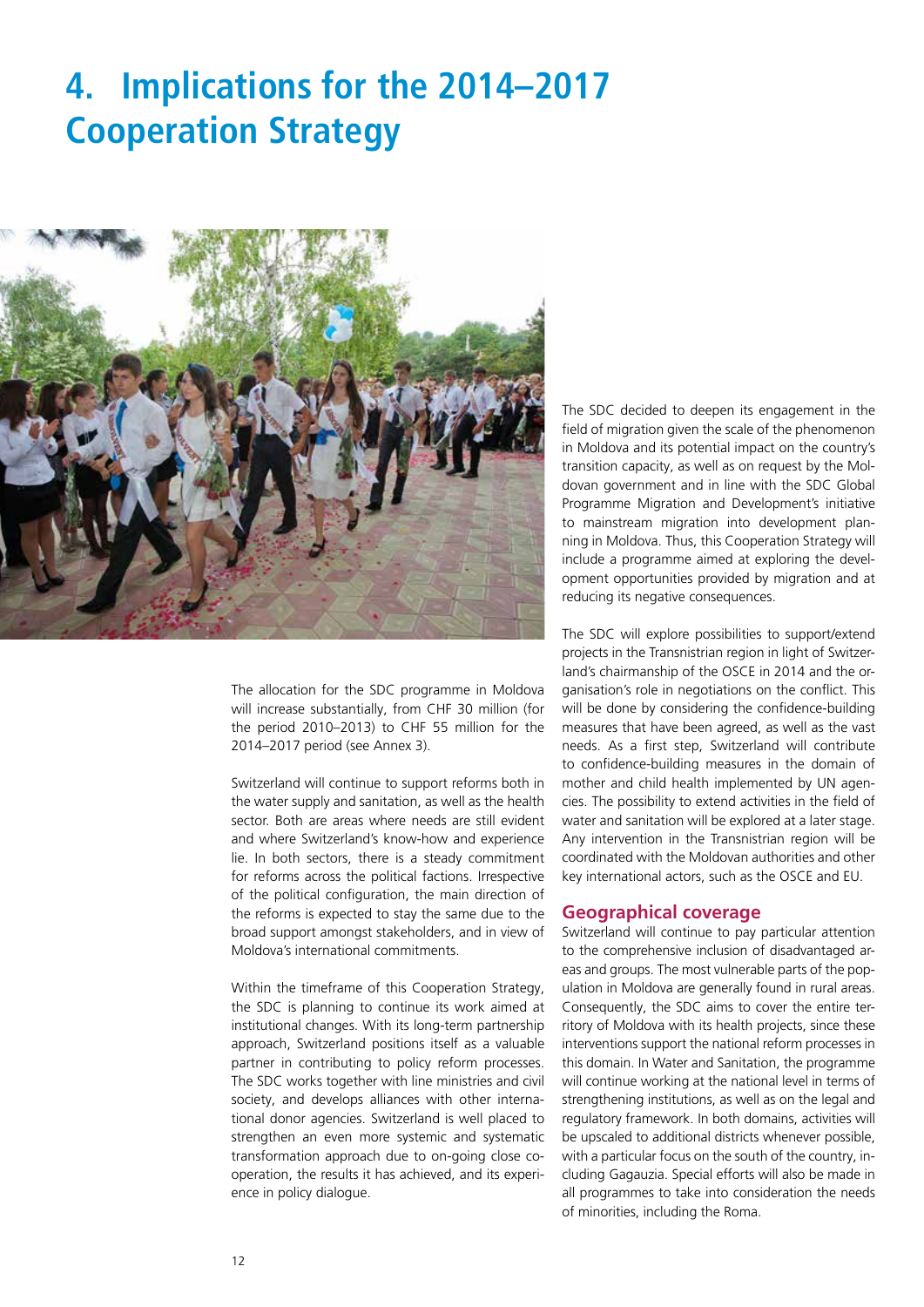# 4. Implications for the 2014–2017 Cooperation Strategy

The allocation for the SDC programme in Moldova will increase substantially, from CHF 30 million (for the period 2010–2013) to CHF 55 million for the 2014–2017 period (see Annex 3).

Switzerland will continue to support reforms both in the water supply and sanitation, as well as the health sector. Both are areas where needs are still evident and where Switzerland's know-how and experience lie. In both sectors, there is a steady commitment for reforms across the political factions. Irrespective of the political configuration, the main direction of the reforms is expected to stay the same due to the broad support amongst stakeholders, and in view of Moldova's international commitments.

Within the timeframe of this Cooperation Strategy, the SDC is planning to continue its work aimed at institutional changes. With its long-term partnership approach, Switzerland positions itself as a valuable partner in contributing to policy reform processes. The SDC works together with line ministries and civil society, and develops alliances with other international donor agencies. Switzerland is well placed to strengthen an even more systemic and systematic transformation approach due to on-going close cooperation, the results it has achieved, and its experience in policy dialogue.

The SDC decided to deepen its engagement in the field of migration given the scale of the phenomenon in Moldova and its potential impact on the country's transition capacity, as well as on request by the Moldovan government and in line with the SDC Global Programme Migration and Development's initiative to mainstream migration into development planning in Moldova. Thus, this Cooperation Strategy will include a programme aimed at exploring the development opportunities provided by migration and at reducing its negative consequences.

The SDC will explore possibilities to support/extend projects in the Transnistrian region in light of Switzerland's chairmanship of the OSCE in 2014 and the organisation's role in negotiations on the conflict. This will be done by considering the confidence-building measures that have been agreed, as well as the vast needs. As a first step, Switzerland will contribute to confidence-building measures in the domain of mother and child health implemented by UN agencies. The possibility to extend activities in the field of water and sanitation will be explored at a later stage. Any intervention in the Transnistrian region will be coordinated with the Moldovan authorities and other key international actors, such as the OSCE and EU.

## Geographical coverage

Switzerland will continue to pay particular attention to the comprehensive inclusion of disadvantaged areas and groups. The most vulnerable parts of the population in Moldova are generally found in rural areas. Consequently, the SDC aims to cover the entire territory of Moldova with its health projects, since these interventions support the national reform processes in this domain. In Water and Sanitation, the programme will continue working at the national level in terms of strengthening institutions, as well as on the legal and regulatory framework. In both domains, activities will be upscaled to additional districts whenever possible, with a particular focus on the south of the country, including Gagauzia. Special efforts will also be made in all programmes to take into consideration the needs of minorities, including the Roma.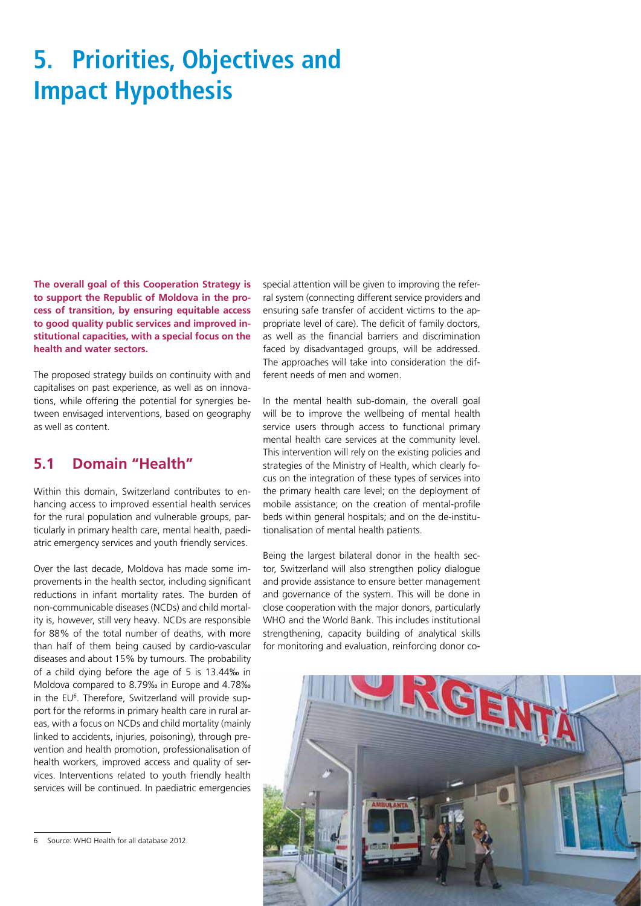# 5. Priorities, Objectives and Impact Hypothesis

**The overall goal of this Cooperation Strategy is to support the Republic of Moldova in the process of transition, by ensuring equitable access to good quality public services and improved institutional capacities, with a special focus on the health and water sectors.**

The proposed strategy builds on continuity with and capitalises on past experience, as well as on innovations, while offering the potential for synergies between envisaged interventions, based on geography as well as content.

## 5.1 Domain "Health"

Within this domain, Switzerland contributes to enhancing access to improved essential health services for the rural population and vulnerable groups, particularly in primary health care, mental health, paediatric emergency services and youth friendly services.

Over the last decade, Moldova has made some improvements in the health sector, including significant reductions in infant mortality rates. The burden of non-communicable diseases (NCDs) and child mortality is, however, still very heavy. NCDs are responsible for 88% of the total number of deaths, with more than half of them being caused by cardio-vascular diseases and about 15% by tumours. The probability of a child dying before the age of 5 is 13.44‰ in Moldova compared to 8.79‰ in Europe and 4.78‰ in the EU[6]. Therefore, Switzerland will provide support for the reforms in primary health care in rural areas, with a focus on NCDs and child mortality (mainly linked to accidents, injuries, poisoning), through prevention and health promotion, professionalisation of health workers, improved access and quality of services. Interventions related to youth friendly health services will be continued. In paediatric emergencies special attention will be given to improving the referral system (connecting different service providers and ensuring safe transfer of accident victims to the appropriate level of care). The deficit of family doctors, as well as the financial barriers and discrimination faced by disadvantaged groups, will be addressed. The approaches will take into consideration the different needs of men and women.

In the mental health sub-domain, the overall goal will be to improve the wellbeing of mental health service users through access to functional primary mental health care services at the community level. This intervention will rely on the existing policies and strategies of the Ministry of Health, which clearly focus on the integration of these types of services into the primary health care level; on the deployment of mobile assistance; on the creation of mental-profile beds within general hospitals; and on the de-institutionalisation of mental health patients.

Being the largest bilateral donor in the health sector, Switzerland will also strengthen policy dialogue and provide assistance to ensure better management and governance of the system. This will be done in close cooperation with the major donors, particularly WHO and the World Bank. This includes institutional strengthening, capacity building of analytical skills for monitoring and evaluation, reinforcing donor co-

6 Source: WHO Health for all database 2012.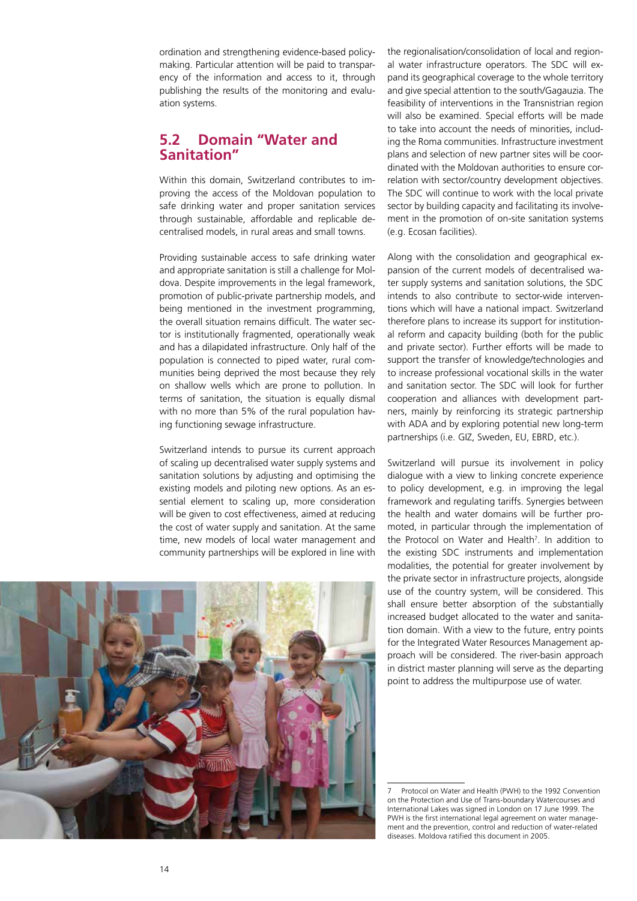ordination and strengthening evidence-based policy-making. Particular attention will be paid to transparency of the information and access to it, through publishing the results of the monitoring and evaluation systems.

## 5.2 Domain "Water and Sanitation"

Within this domain, Switzerland contributes to improving the access of the Moldovan population to safe drinking water and proper sanitation services through sustainable, affordable and replicable decentralised models, in rural areas and small towns.

Providing sustainable access to safe drinking water and appropriate sanitation is still a challenge for Moldova. Despite improvements in the legal framework, promotion of public-private partnership models, and being mentioned in the investment programming, the overall situation remains difficult. The water sector is institutionally fragmented, operationally weak and has a dilapidated infrastructure. Only half of the population is connected to piped water, rural communities being deprived the most because they rely on shallow wells which are prone to pollution. In terms of sanitation, the situation is equally dismal with no more than 5% of the rural population having functioning sewage infrastructure.

Switzerland intends to pursue its current approach of scaling up decentralised water supply systems and sanitation solutions by adjusting and optimising the existing models and piloting new options. As an essential element to scaling up, more consideration will be given to cost effectiveness, aimed at reducing the cost of water supply and sanitation. At the same time, new models of local water management and community partnerships will be explored in line with the regionalisation/consolidation of local and regional water infrastructure operators. The SDC will expand its geographical coverage to the whole territory and give special attention to the south/Gagauzia. The feasibility of interventions in the Transnistrian region will also be examined. Special efforts will be made to take into account the needs of minorities, including the Roma communities. Infrastructure investment plans and selection of new partner sites will be coordinated with the Moldovan authorities to ensure correlation with sector/country development objectives. The SDC will continue to work with the local private sector by building capacity and facilitating its involvement in the promotion of on-site sanitation systems (e.g. Ecosan facilities).

Along with the consolidation and geographical expansion of the current models of decentralised water supply systems and sanitation solutions, the SDC intends to also contribute to sector-wide interventions which will have a national impact. Switzerland therefore plans to increase its support for institutional reform and capacity building (both for the public and private sector). Further efforts will be made to support the transfer of knowledge/technologies and to increase professional vocational skills in the water and sanitation sector. The SDC will look for further cooperation and alliances with development partners, mainly by reinforcing its strategic partnership with ADA and by exploring potential new long-term partnerships (i.e. GIZ, Sweden, EU, EBRD, etc.).

Switzerland will pursue its involvement in policy dialogue with a view to linking concrete experience to policy development, e.g. in improving the legal framework and regulating tariffs. Synergies between the health and water domains will be further promoted, in particular through the implementation of the Protocol on Water and Health[7]. In addition to the existing SDC instruments and implementation modalities, the potential for greater involvement by the private sector in infrastructure projects, alongside use of the country system, will be considered. This shall ensure better absorption of the substantially increased budget allocated to the water and sanitation domain. With a view to the future, entry points for the Integrated Water Resources Management approach will be considered. The river-basin approach in district master planning will serve as the departing point to address the multipurpose use of water.

---

7 Protocol on Water and Health (PWH) to the 1992 Convention on the Protection and Use of Trans-boundary Watercourses and International Lakes was signed in London on 17 June 1999. The PWH is the first international legal agreement on water management and the prevention, control and reduction of water-related diseases. Moldova ratified this document in 2005.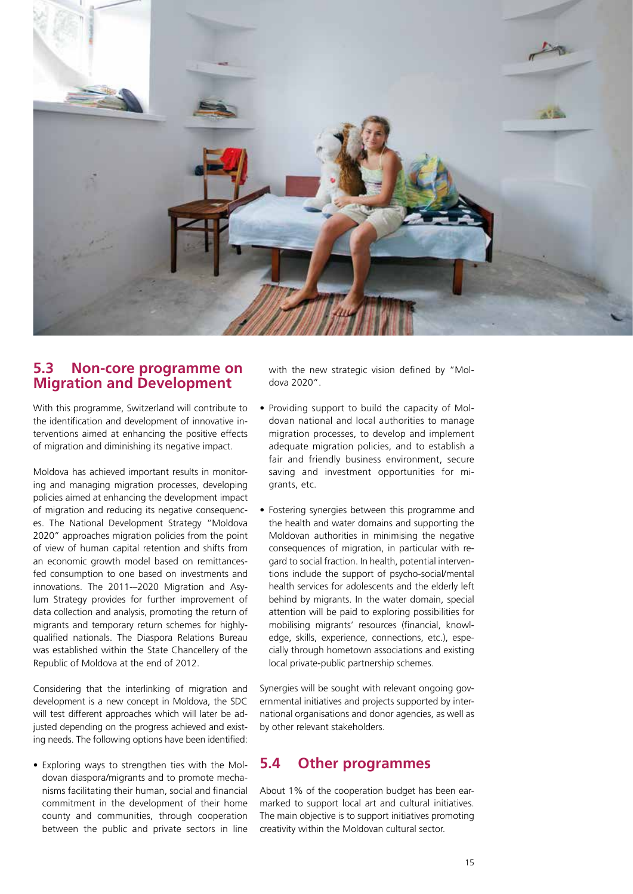## 5.3 Non-core programme on Migration and Development

With this programme, Switzerland will contribute to the identification and development of innovative interventions aimed at enhancing the positive effects of migration and diminishing its negative impact.

Moldova has achieved important results in monitoring and managing migration processes, developing policies aimed at enhancing the development impact of migration and reducing its negative consequences. The National Development Strategy "Moldova 2020" approaches migration policies from the point of view of human capital retention and shifts from an economic growth model based on remittances-fed consumption to one based on investments and innovations. The 2011—2020 Migration and Asylum Strategy provides for further improvement of data collection and analysis, promoting the return of migrants and temporary return schemes for highly-qualified nationals. The Diaspora Relations Bureau was established within the State Chancellery of the Republic of Moldova at the end of 2012.

Considering that the interlinking of migration and development is a new concept in Moldova, the SDC will test different approaches which will later be adjusted depending on the progress achieved and existing needs. The following options have been identified:

- Exploring ways to strengthen ties with the Moldovan diaspora/migrants and to promote mechanisms facilitating their human, social and financial commitment in the development of their home county and communities, through cooperation between the public and private sectors in line with the new strategic vision defined by "Moldova 2020".
- Providing support to build the capacity of Moldovan national and local authorities to manage migration processes, to develop and implement adequate migration policies, and to establish a fair and friendly business environment, secure saving and investment opportunities for migrants, etc.
- Fostering synergies between this programme and the health and water domains and supporting the Moldovan authorities in minimising the negative consequences of migration, in particular with regard to social fraction. In health, potential interventions include the support of psycho-social/mental health services for adolescents and the elderly left behind by migrants. In the water domain, special attention will be paid to exploring possibilities for mobilising migrants' resources (financial, knowledge, skills, experience, connections, etc.), especially through hometown associations and existing local private-public partnership schemes.

Synergies will be sought with relevant ongoing governmental initiatives and projects supported by international organisations and donor agencies, as well as by other relevant stakeholders.

## 5.4 Other programmes

About 1% of the cooperation budget has been earmarked to support local art and cultural initiatives. The main objective is to support initiatives promoting creativity within the Moldovan cultural sector.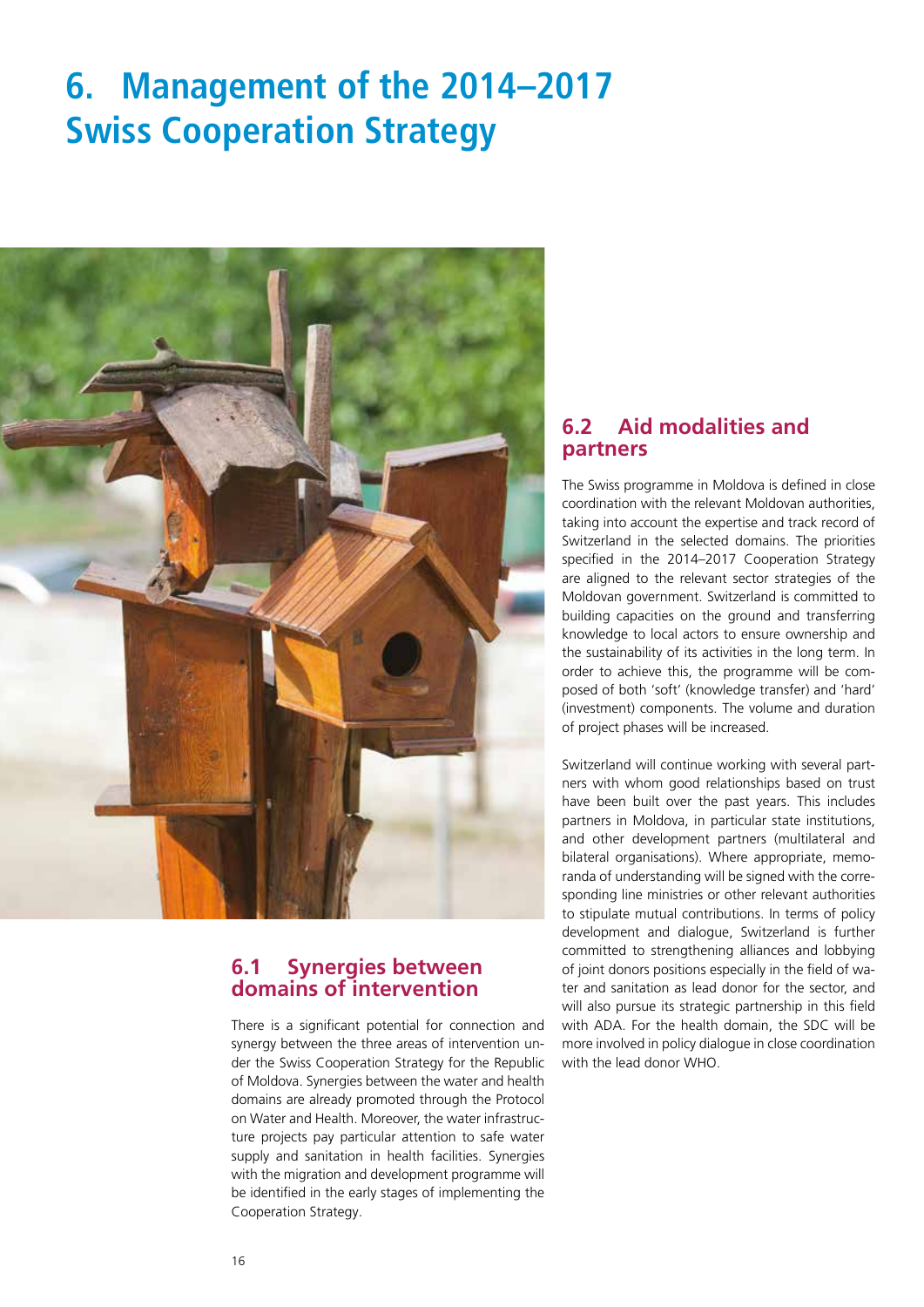# 6. Management of the 2014–2017 Swiss Cooperation Strategy

## 6.1 Synergies between domains of intervention

There is a significant potential for connection and synergy between the three areas of intervention under the Swiss Cooperation Strategy for the Republic of Moldova. Synergies between the water and health domains are already promoted through the Protocol on Water and Health. Moreover, the water infrastructure projects pay particular attention to safe water supply and sanitation in health facilities. Synergies with the migration and development programme will be identified in the early stages of implementing the Cooperation Strategy.

## 6.2 Aid modalities and partners

The Swiss programme in Moldova is defined in close coordination with the relevant Moldovan authorities, taking into account the expertise and track record of Switzerland in the selected domains. The priorities specified in the 2014–2017 Cooperation Strategy are aligned to the relevant sector strategies of the Moldovan government. Switzerland is committed to building capacities on the ground and transferring knowledge to local actors to ensure ownership and the sustainability of its activities in the long term. In order to achieve this, the programme will be composed of both 'soft' (knowledge transfer) and 'hard' (investment) components. The volume and duration of project phases will be increased.

Switzerland will continue working with several partners with whom good relationships based on trust have been built over the past years. This includes partners in Moldova, in particular state institutions, and other development partners (multilateral and bilateral organisations). Where appropriate, memoranda of understanding will be signed with the corresponding line ministries or other relevant authorities to stipulate mutual contributions. In terms of policy development and dialogue, Switzerland is further committed to strengthening alliances and lobbying of joint donors positions especially in the field of water and sanitation as lead donor for the sector, and will also pursue its strategic partnership in this field with ADA. For the health domain, the SDC will be more involved in policy dialogue in close coordination with the lead donor WHO.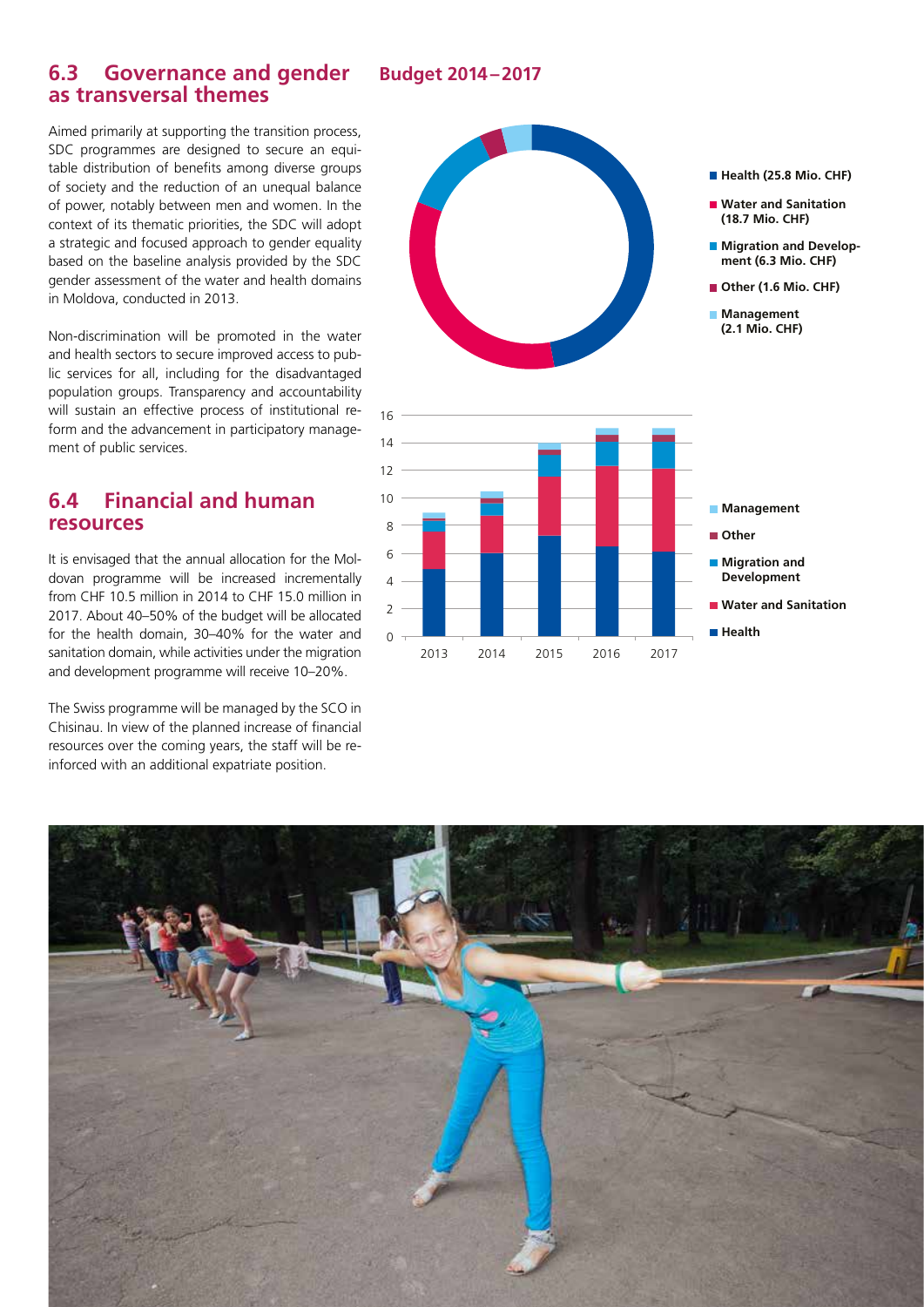## 6.3 Governance and gender as transversal themes

Aimed primarily at supporting the transition process, SDC programmes are designed to secure an equitable distribution of benefits among diverse groups of society and the reduction of an unequal balance of power, notably between men and women. In the context of its thematic priorities, the SDC will adopt a strategic and focused approach to gender equality based on the baseline analysis provided by the SDC gender assessment of the water and health domains in Moldova, conducted in 2013.

Non-discrimination will be promoted in the water and health sectors to secure improved access to public services for all, including for the disadvantaged population groups. Transparency and accountability will sustain an effective process of institutional reform and the advancement in participatory management of public services.

## 6.4 Financial and human resources

It is envisaged that the annual allocation for the Moldovan programme will be increased incrementally from CHF 10.5 million in 2014 to CHF 15.0 million in 2017. About 40–50% of the budget will be allocated for the health domain, 30–40% for the water and sanitation domain, while activities under the migration and development programme will receive 10–20%.

The Swiss programme will be managed by the SCO in Chisinau. In view of the planned increase of financial resources over the coming years, the staff will be reinforced with an additional expatriate position.

**Budget 2014 – 2017**

- Health (25.8 Mio. CHF)
- Water and Sanitation (18.7 Mio. CHF)
- Migration and Development (6.3 Mio. CHF)
- Other (1.6 Mio. CHF)
- Management (2.1 Mio. CHF)

Legend: Management, Other, Migration and Development, Water and Sanitation, Health (years 2013, 2014, 2015, 2016, 2017; scale 0–16)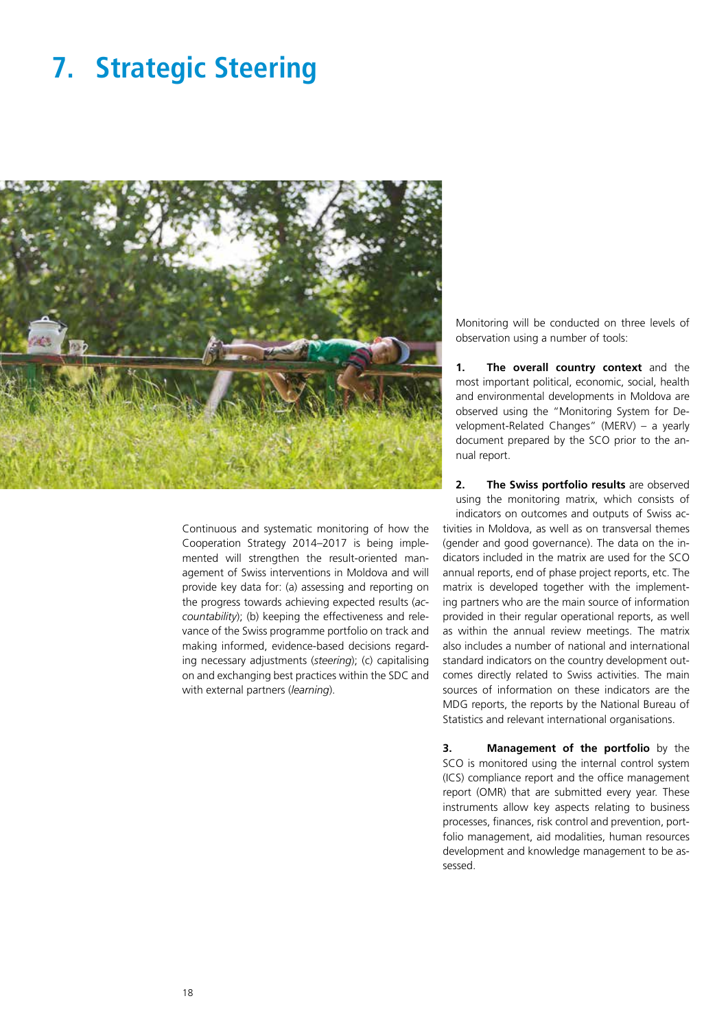# 7. Strategic Steering

Continuous and systematic monitoring of how the Cooperation Strategy 2014–2017 is being implemented will strengthen the result-oriented management of Swiss interventions in Moldova and will provide key data for: (a) assessing and reporting on the progress towards achieving expected results (*accountability*); (b) keeping the effectiveness and relevance of the Swiss programme portfolio on track and making informed, evidence-based decisions regarding necessary adjustments (*steering*); (c) capitalising on and exchanging best practices within the SDC and with external partners (*learning*).

Monitoring will be conducted on three levels of observation using a number of tools:

1. **The overall country context** and the most important political, economic, social, health and environmental developments in Moldova are observed using the "Monitoring System for Development-Related Changes" (MERV) – a yearly document prepared by the SCO prior to the annual report.

2. **The Swiss portfolio results** are observed using the monitoring matrix, which consists of indicators on outcomes and outputs of Swiss activities in Moldova, as well as on transversal themes (gender and good governance). The data on the indicators included in the matrix are used for the SCO annual reports, end of phase project reports, etc. The matrix is developed together with the implementing partners who are the main source of information provided in their regular operational reports, as well as within the annual review meetings. The matrix also includes a number of national and international standard indicators on the country development outcomes directly related to Swiss activities. The main sources of information on these indicators are the MDG reports, the reports by the National Bureau of Statistics and relevant international organisations.

3. **Management of the portfolio** by the SCO is monitored using the internal control system (ICS) compliance report and the office management report (OMR) that are submitted every year. These instruments allow key aspects relating to business processes, finances, risk control and prevention, portfolio management, aid modalities, human resources development and knowledge management to be assessed.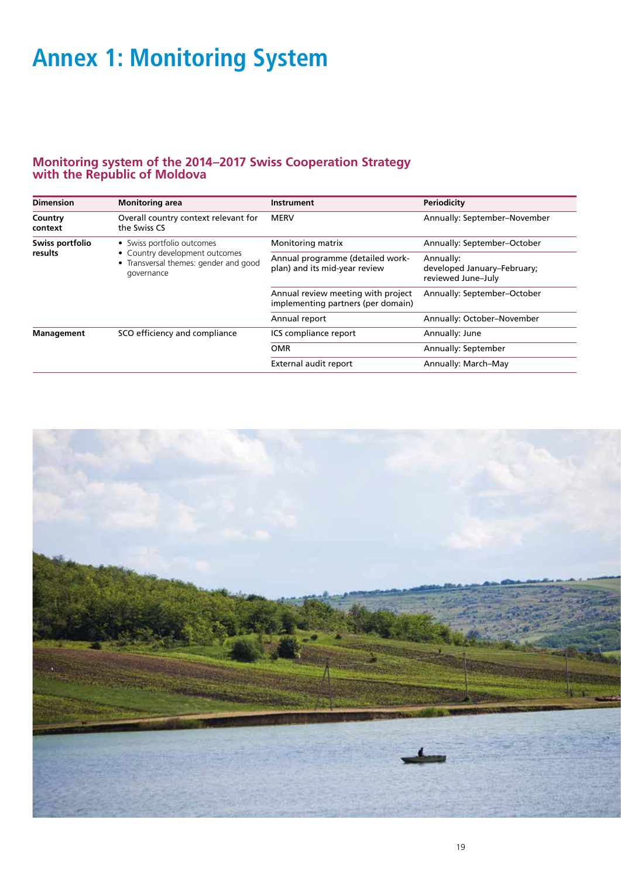# Annex 1: Monitoring System

## Monitoring system of the 2014–2017 Swiss Cooperation Strategy with the Republic of Moldova

| Dimension | Monitoring area | Instrument | Periodicity |
|---|---|---|---|
| **Country context** | Overall country context relevant for the Swiss CS | MERV | Annually: September–November |
| **Swiss portfolio results** | • Swiss portfolio outcomes<br>• Country development outcomes<br>• Transversal themes: gender and good governance | Monitoring matrix | Annually: September–October |
| | | Annual programme (detailed work-plan) and its mid-year review | Annually: developed January–February; reviewed June–July |
| | | Annual review meeting with project implementing partners (per domain) | Annually: September–October |
| | | Annual report | Annually: October–November |
| **Management** | SCO efficiency and compliance | ICS compliance report | Annually: June |
| | | OMR | Annually: September |
| | | External audit report | Annually: March–May |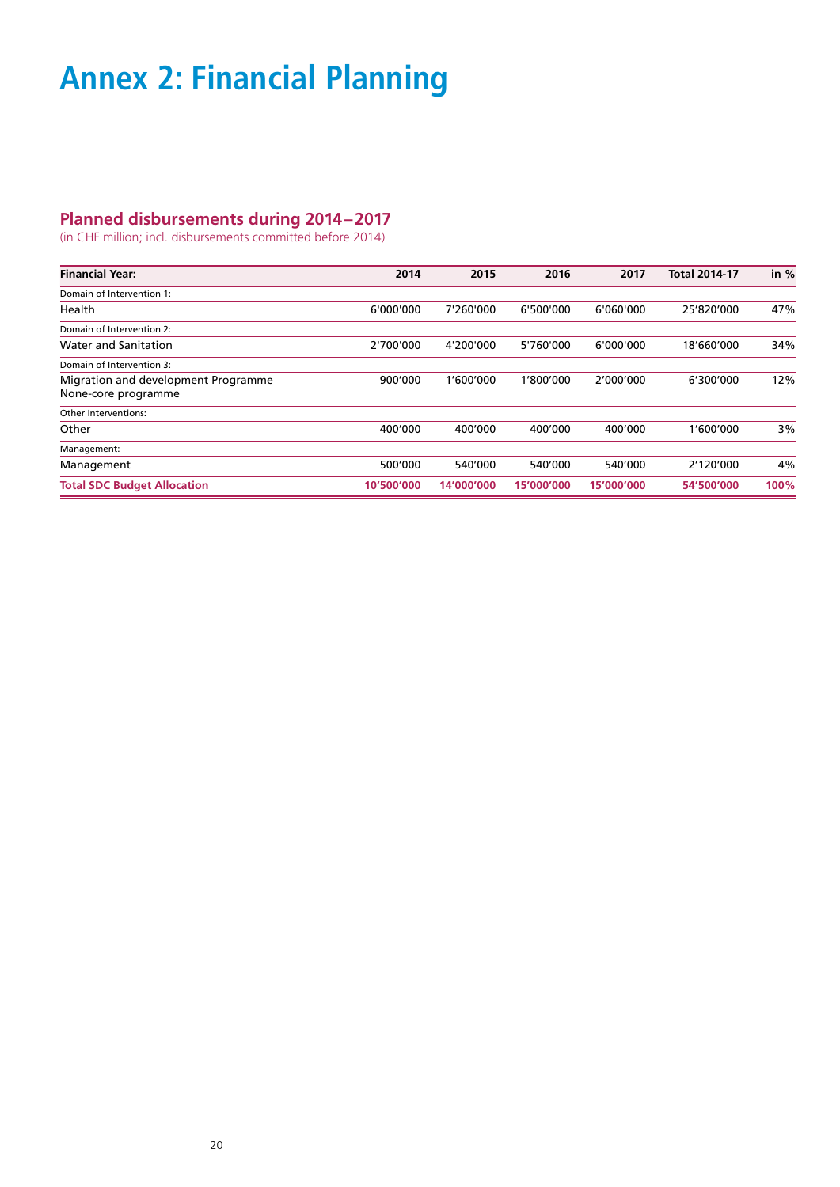# Annex 2: Financial Planning

## Planned disbursements during 2014 – 2017

(in CHF million; incl. disbursements committed before 2014)

| Financial Year: | 2014 | 2015 | 2016 | 2017 | Total 2014-17 | in % |
|---|---|---|---|---|---|---|
| Domain of Intervention 1: | | | | | | |
| Health | 6'000'000 | 7'260'000 | 6'500'000 | 6'060'000 | 25'820'000 | 47% |
| Domain of Intervention 2: | | | | | | |
| Water and Sanitation | 2'700'000 | 4'200'000 | 5'760'000 | 6'000'000 | 18'660'000 | 34% |
| Domain of Intervention 3: | | | | | | |
| Migration and development Programme None-core programme | 900'000 | 1'600'000 | 1'800'000 | 2'000'000 | 6'300'000 | 12% |
| Other Interventions: | | | | | | |
| Other | 400'000 | 400'000 | 400'000 | 400'000 | 1'600'000 | 3% |
| Management: | | | | | | |
| Management | 500'000 | 540'000 | 540'000 | 540'000 | 2'120'000 | 4% |
| **Total SDC Budget Allocation** | **10'500'000** | **14'000'000** | **15'000'000** | **15'000'000** | **54'500'000** | **100%** |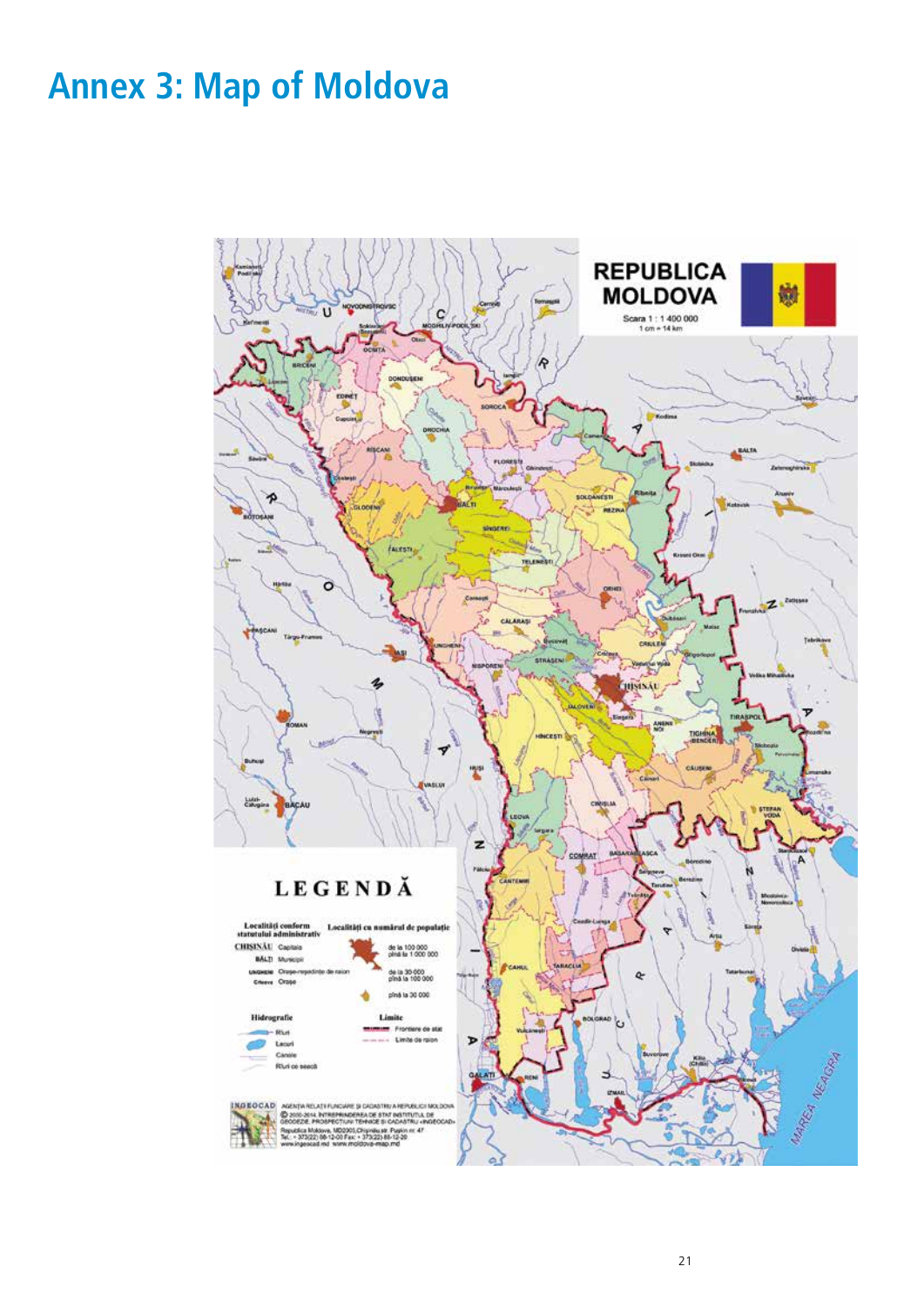# Annex 3: Map of Moldova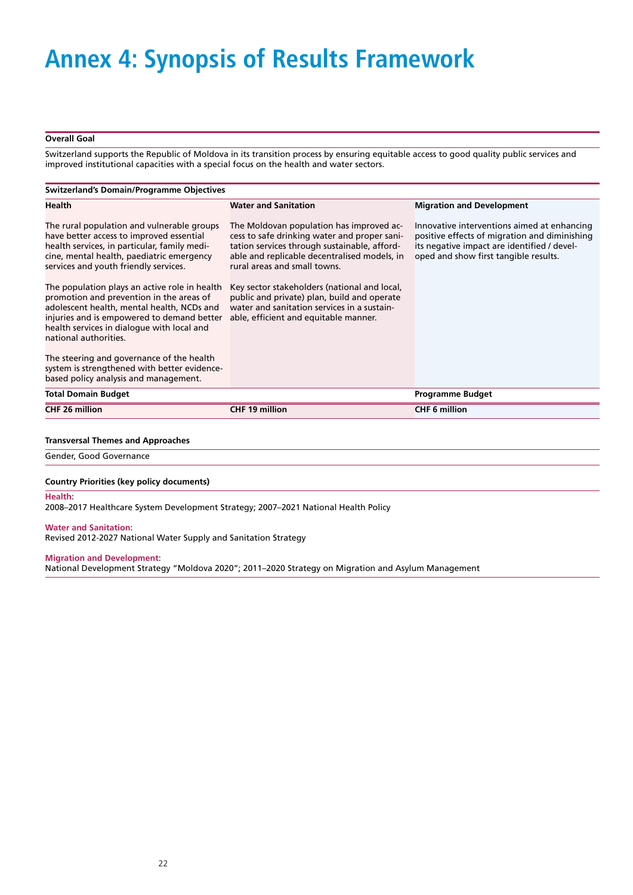# Annex 4: Synopsis of Results Framework

**Overall Goal**

Switzerland supports the Republic of Moldova in its transition process by ensuring equitable access to good quality public services and improved institutional capacities with a special focus on the health and water sectors.

**Switzerland's Domain/Programme Objectives**

| Health | Water and Sanitation | Migration and Development |
|---|---|---|
| The rural population and vulnerable groups have better access to improved essential health services, in particular, family medicine, mental health, paediatric emergency services and youth friendly services.<br><br>The population plays an active role in health promotion and prevention in the areas of adolescent health, mental health, NCDs and injuries and is empowered to demand better health services in dialogue with local and national authorities.<br><br>The steering and governance of the health system is strengthened with better evidence-based policy analysis and management. | The Moldovan population has improved access to safe drinking water and proper sanitation services through sustainable, affordable and replicable decentralised models, in rural areas and small towns.<br><br>Key sector stakeholders (national and local, public and private) plan, build and operate water and sanitation services in a sustainable, efficient and equitable manner. | Innovative interventions aimed at enhancing positive effects of migration and diminishing its negative impact are identified / developed and show first tangible results. |
| **Total Domain Budget** | | **Programme Budget** |
| **CHF 26 million** | **CHF 19 million** | **CHF 6 million** |

**Transversal Themes and Approaches**

Gender, Good Governance

**Country Priorities (key policy documents)**

**Health**:
2008–2017 Healthcare System Development Strategy; 2007–2021 National Health Policy

**Water and Sanitation**:
Revised 2012-2027 National Water Supply and Sanitation Strategy

**Migration and Development**:
National Development Strategy "Moldova 2020"; 2011–2020 Strategy on Migration and Asylum Management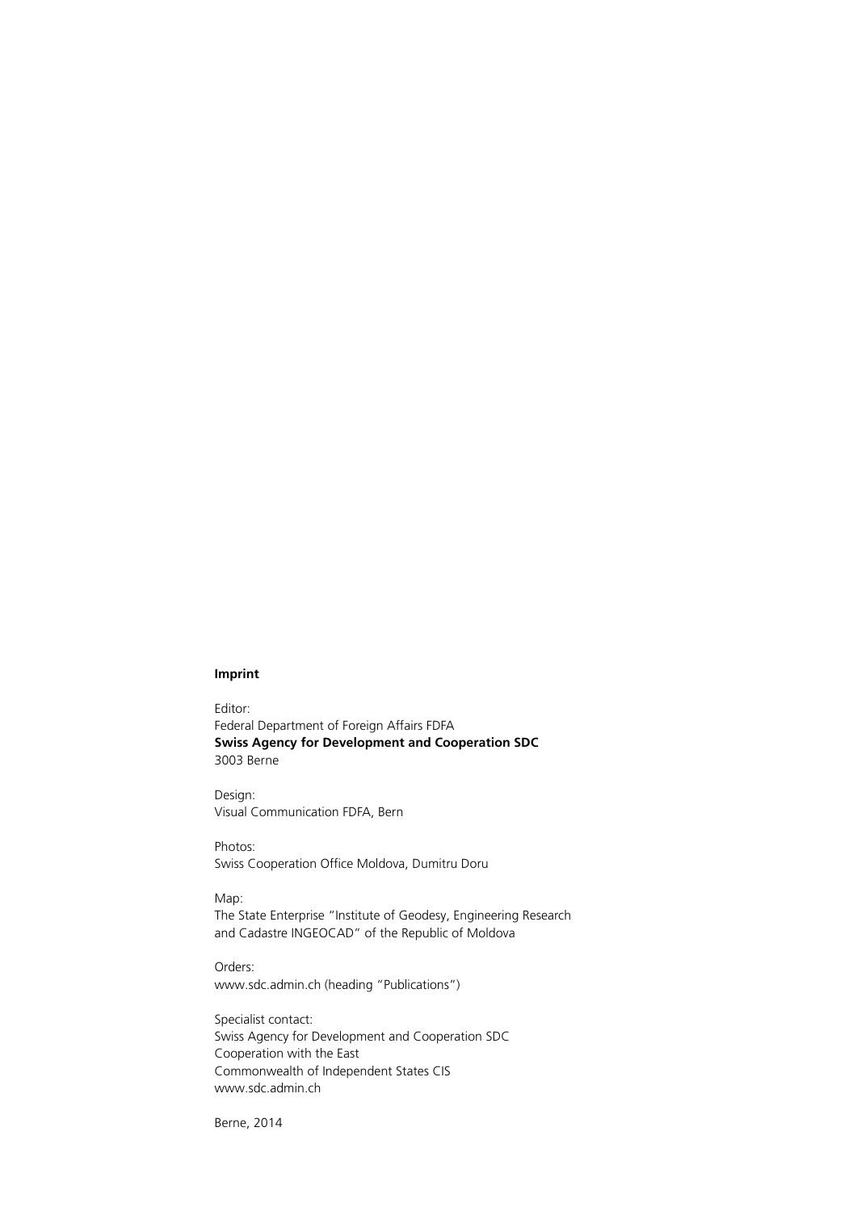**Imprint**

Editor:
Federal Department of Foreign Affairs FDFA
**Swiss Agency for Development and Cooperation SDC**
3003 Berne

Design:
Visual Communication FDFA, Bern

Photos:
Swiss Cooperation Office Moldova, Dumitru Doru

Map:
The State Enterprise "Institute of Geodesy, Engineering Research and Cadastre INGEOCAD" of the Republic of Moldova

Orders:
www.sdc.admin.ch (heading "Publications")

Specialist contact:
Swiss Agency for Development and Cooperation SDC
Cooperation with the East
Commonwealth of Independent States CIS
www.sdc.admin.ch

Berne, 2014